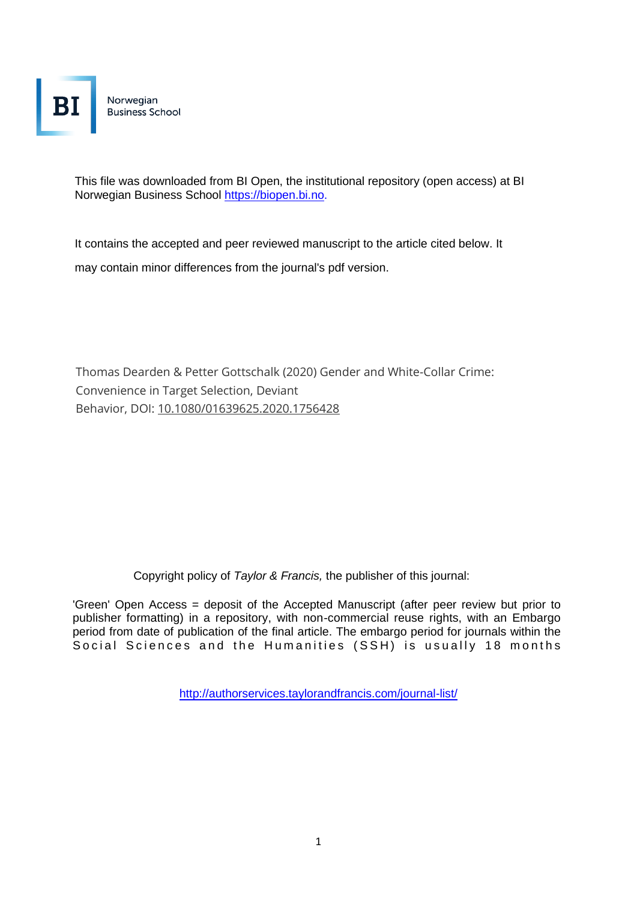BI Norwegian Business School

This file was downloaded from BI Open, the institutional repository (open access) at BI Norwegian Business School https://biopen.bi.no.

It contains the accepted and peer reviewed manuscript to the article cited below. It may contain minor differences from the journal's pdf version.

Thomas Dearden & Petter Gottschalk (2020) Gender and White-Collar Crime: Convenience in Target Selection, Deviant Behavior, DOI: 10.1080/01639625.2020.1756428

Copyright policy of *Taylor & Francis,* the publisher of this journal:

'Green' Open Access = deposit of the Accepted Manuscript (after peer review but prior to publisher formatting) in a repository, with non-commercial reuse rights, with an Embargo period from date of publication of the final article. The embargo period for journals within the Social Sciences and the Humanities (SSH) is usually 18 months

http://authorservices.taylorandfrancis.com/journal-list/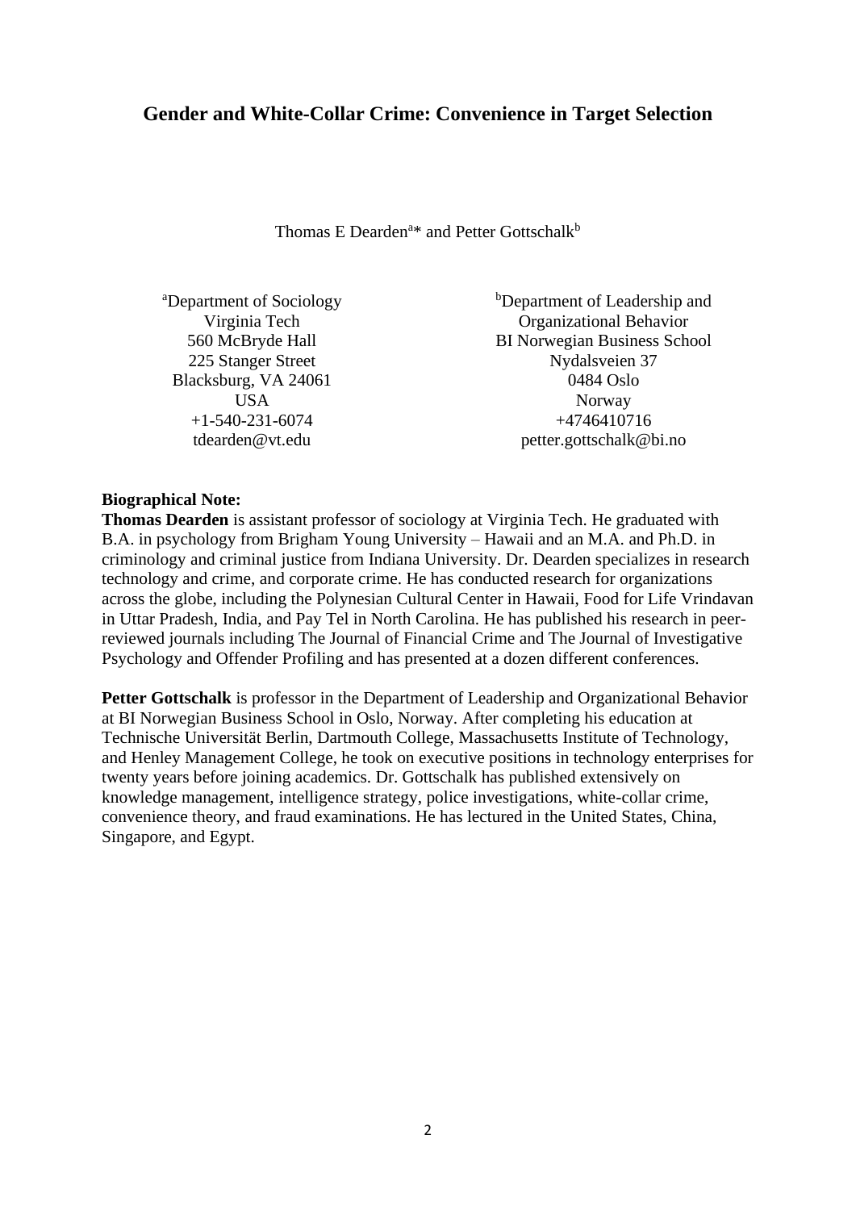# Gender and White-Collar Crime: Convenience in Target Selection

Thomas E Dearden[a]* and Petter Gottschalk[b]

[a]Department of Sociology
Virginia Tech
560 McBryde Hall
225 Stanger Street
Blacksburg, VA 24061
USA
+1-540-231-6074
tdearden@vt.edu

[b]Department of Leadership and Organizational Behavior
BI Norwegian Business School
Nydalsveien 37
0484 Oslo
Norway
+4746410716
petter.gottschalk@bi.no

**Biographical Note:**

**Thomas Dearden** is assistant professor of sociology at Virginia Tech. He graduated with B.A. in psychology from Brigham Young University – Hawaii and an M.A. and Ph.D. in criminology and criminal justice from Indiana University. Dr. Dearden specializes in research technology and crime, and corporate crime. He has conducted research for organizations across the globe, including the Polynesian Cultural Center in Hawaii, Food for Life Vrindavan in Uttar Pradesh, India, and Pay Tel in North Carolina. He has published his research in peer-reviewed journals including The Journal of Financial Crime and The Journal of Investigative Psychology and Offender Profiling and has presented at a dozen different conferences.

**Petter Gottschalk** is professor in the Department of Leadership and Organizational Behavior at BI Norwegian Business School in Oslo, Norway. After completing his education at Technische Universität Berlin, Dartmouth College, Massachusetts Institute of Technology, and Henley Management College, he took on executive positions in technology enterprises for twenty years before joining academics. Dr. Gottschalk has published extensively on knowledge management, intelligence strategy, police investigations, white-collar crime, convenience theory, and fraud examinations. He has lectured in the United States, China, Singapore, and Egypt.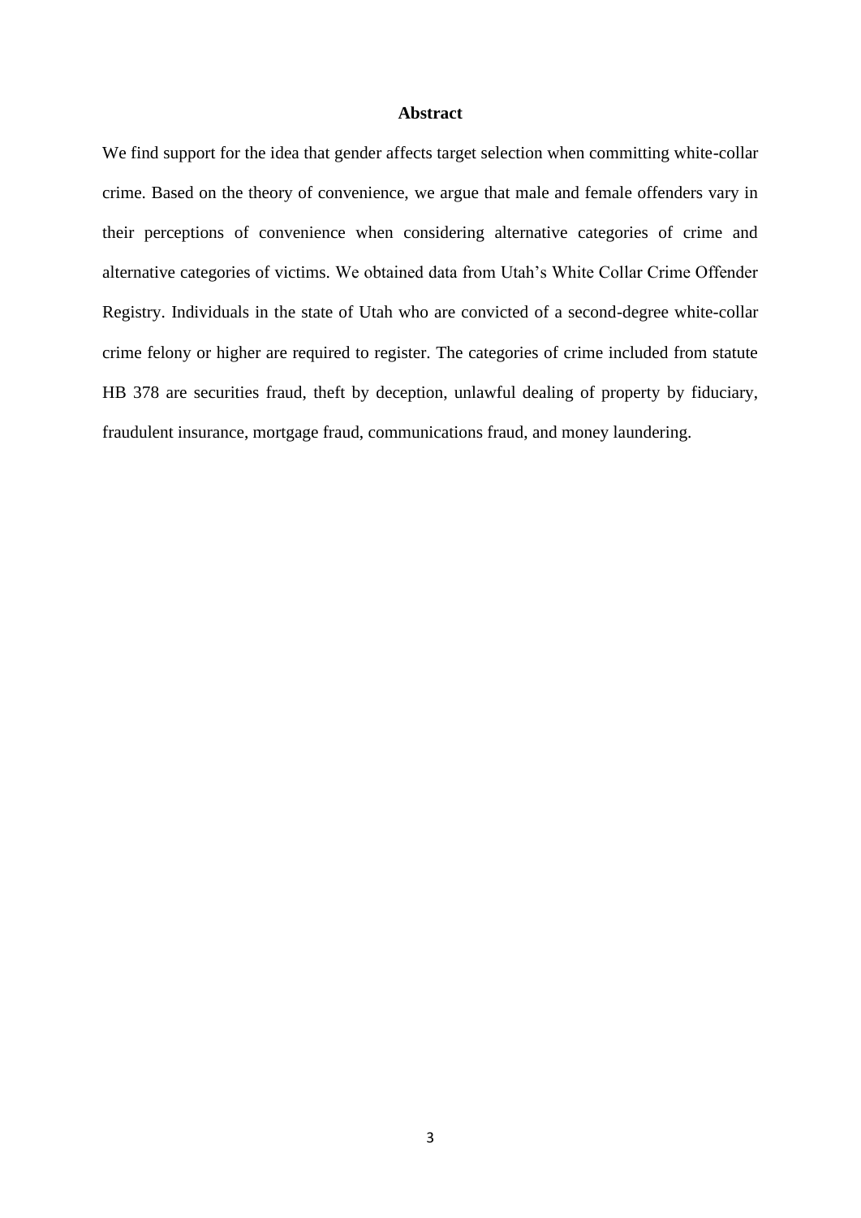## Abstract

We find support for the idea that gender affects target selection when committing white-collar crime. Based on the theory of convenience, we argue that male and female offenders vary in their perceptions of convenience when considering alternative categories of crime and alternative categories of victims. We obtained data from Utah's White Collar Crime Offender Registry. Individuals in the state of Utah who are convicted of a second-degree white-collar crime felony or higher are required to register. The categories of crime included from statute HB 378 are securities fraud, theft by deception, unlawful dealing of property by fiduciary, fraudulent insurance, mortgage fraud, communications fraud, and money laundering.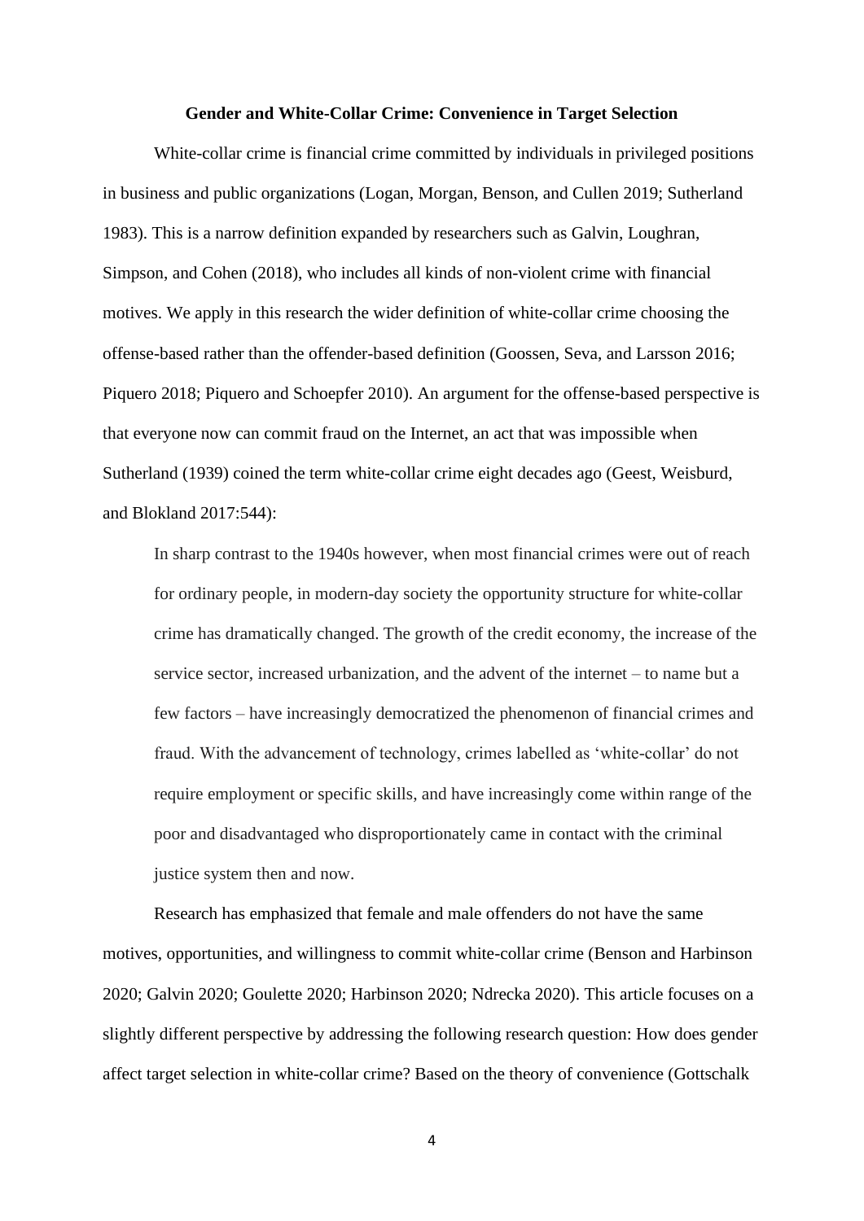**Gender and White-Collar Crime: Convenience in Target Selection**

White-collar crime is financial crime committed by individuals in privileged positions in business and public organizations (Logan, Morgan, Benson, and Cullen 2019; Sutherland 1983). This is a narrow definition expanded by researchers such as Galvin, Loughran, Simpson, and Cohen (2018), who includes all kinds of non-violent crime with financial motives. We apply in this research the wider definition of white-collar crime choosing the offense-based rather than the offender-based definition (Goossen, Seva, and Larsson 2016; Piquero 2018; Piquero and Schoepfer 2010). An argument for the offense-based perspective is that everyone now can commit fraud on the Internet, an act that was impossible when Sutherland (1939) coined the term white-collar crime eight decades ago (Geest, Weisburd, and Blokland 2017:544):

> In sharp contrast to the 1940s however, when most financial crimes were out of reach for ordinary people, in modern-day society the opportunity structure for white-collar crime has dramatically changed. The growth of the credit economy, the increase of the service sector, increased urbanization, and the advent of the internet – to name but a few factors – have increasingly democratized the phenomenon of financial crimes and fraud. With the advancement of technology, crimes labelled as 'white-collar' do not require employment or specific skills, and have increasingly come within range of the poor and disadvantaged who disproportionately came in contact with the criminal justice system then and now.

Research has emphasized that female and male offenders do not have the same motives, opportunities, and willingness to commit white-collar crime (Benson and Harbinson 2020; Galvin 2020; Goulette 2020; Harbinson 2020; Ndrecka 2020). This article focuses on a slightly different perspective by addressing the following research question: How does gender affect target selection in white-collar crime? Based on the theory of convenience (Gottschalk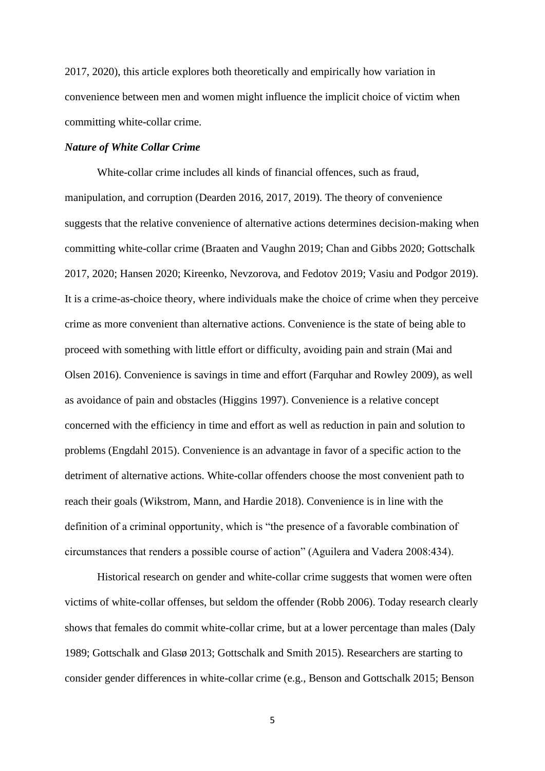2017, 2020), this article explores both theoretically and empirically how variation in convenience between men and women might influence the implicit choice of victim when committing white-collar crime.

### ***Nature of White Collar Crime***

White-collar crime includes all kinds of financial offences, such as fraud, manipulation, and corruption (Dearden 2016, 2017, 2019). The theory of convenience suggests that the relative convenience of alternative actions determines decision-making when committing white-collar crime (Braaten and Vaughn 2019; Chan and Gibbs 2020; Gottschalk 2017, 2020; Hansen 2020; Kireenko, Nevzorova, and Fedotov 2019; Vasiu and Podgor 2019). It is a crime-as-choice theory, where individuals make the choice of crime when they perceive crime as more convenient than alternative actions. Convenience is the state of being able to proceed with something with little effort or difficulty, avoiding pain and strain (Mai and Olsen 2016). Convenience is savings in time and effort (Farquhar and Rowley 2009), as well as avoidance of pain and obstacles (Higgins 1997). Convenience is a relative concept concerned with the efficiency in time and effort as well as reduction in pain and solution to problems (Engdahl 2015). Convenience is an advantage in favor of a specific action to the detriment of alternative actions. White-collar offenders choose the most convenient path to reach their goals (Wikstrom, Mann, and Hardie 2018). Convenience is in line with the definition of a criminal opportunity, which is "the presence of a favorable combination of circumstances that renders a possible course of action" (Aguilera and Vadera 2008:434).

Historical research on gender and white-collar crime suggests that women were often victims of white-collar offenses, but seldom the offender (Robb 2006). Today research clearly shows that females do commit white-collar crime, but at a lower percentage than males (Daly 1989; Gottschalk and Glasø 2013; Gottschalk and Smith 2015). Researchers are starting to consider gender differences in white-collar crime (e.g., Benson and Gottschalk 2015; Benson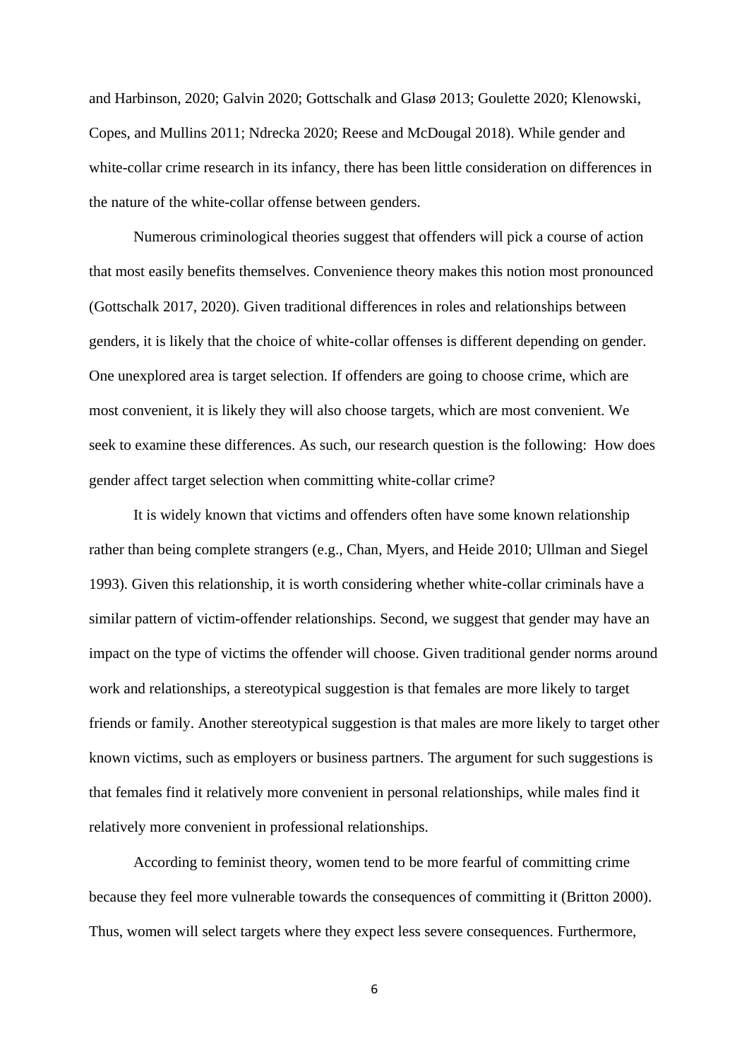and Harbinson, 2020; Galvin 2020; Gottschalk and Glasø 2013; Goulette 2020; Klenowski, Copes, and Mullins 2011; Ndrecka 2020; Reese and McDougal 2018). While gender and white-collar crime research in its infancy, there has been little consideration on differences in the nature of the white-collar offense between genders.

Numerous criminological theories suggest that offenders will pick a course of action that most easily benefits themselves. Convenience theory makes this notion most pronounced (Gottschalk 2017, 2020). Given traditional differences in roles and relationships between genders, it is likely that the choice of white-collar offenses is different depending on gender. One unexplored area is target selection. If offenders are going to choose crime, which are most convenient, it is likely they will also choose targets, which are most convenient. We seek to examine these differences. As such, our research question is the following: How does gender affect target selection when committing white-collar crime?

It is widely known that victims and offenders often have some known relationship rather than being complete strangers (e.g., Chan, Myers, and Heide 2010; Ullman and Siegel 1993). Given this relationship, it is worth considering whether white-collar criminals have a similar pattern of victim-offender relationships. Second, we suggest that gender may have an impact on the type of victims the offender will choose. Given traditional gender norms around work and relationships, a stereotypical suggestion is that females are more likely to target friends or family. Another stereotypical suggestion is that males are more likely to target other known victims, such as employers or business partners. The argument for such suggestions is that females find it relatively more convenient in personal relationships, while males find it relatively more convenient in professional relationships.

According to feminist theory, women tend to be more fearful of committing crime because they feel more vulnerable towards the consequences of committing it (Britton 2000). Thus, women will select targets where they expect less severe consequences. Furthermore,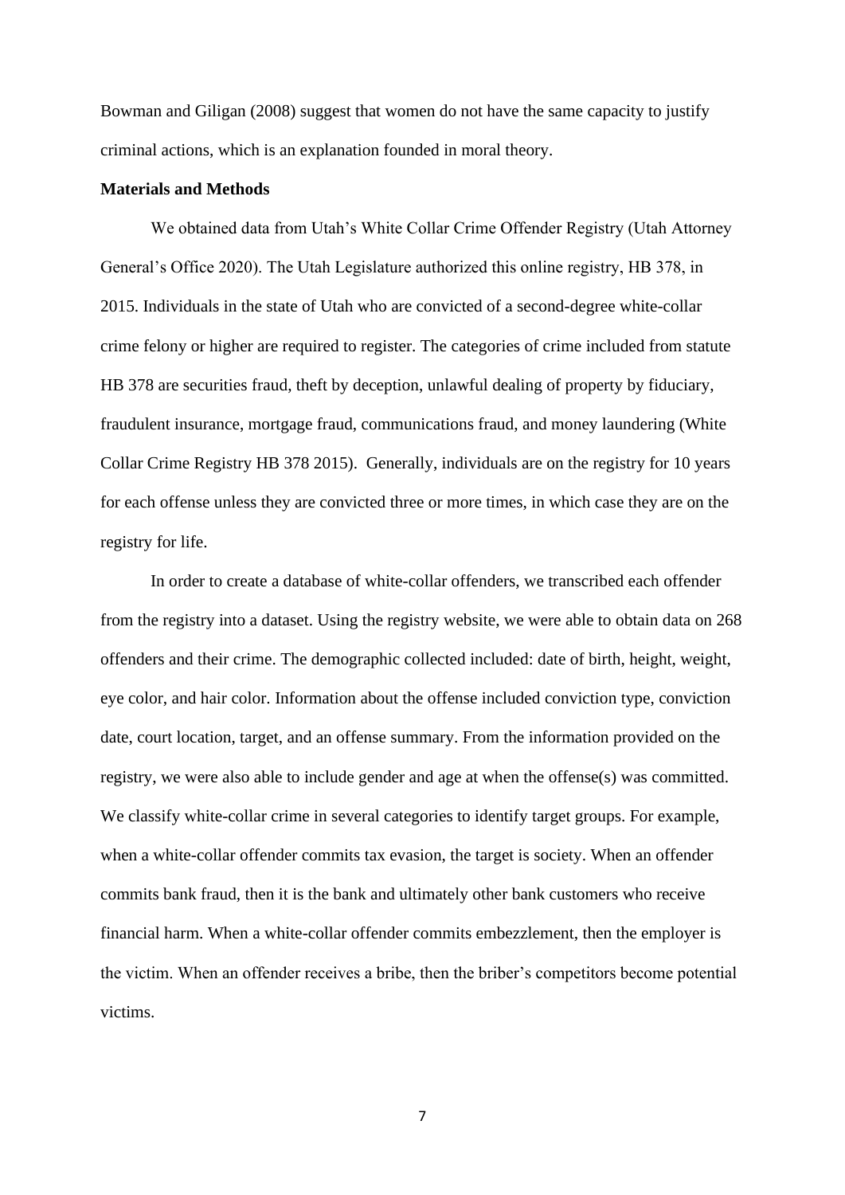Bowman and Giligan (2008) suggest that women do not have the same capacity to justify criminal actions, which is an explanation founded in moral theory.

**Materials and Methods**

We obtained data from Utah's White Collar Crime Offender Registry (Utah Attorney General's Office 2020). The Utah Legislature authorized this online registry, HB 378, in 2015. Individuals in the state of Utah who are convicted of a second-degree white-collar crime felony or higher are required to register. The categories of crime included from statute HB 378 are securities fraud, theft by deception, unlawful dealing of property by fiduciary, fraudulent insurance, mortgage fraud, communications fraud, and money laundering (White Collar Crime Registry HB 378 2015). Generally, individuals are on the registry for 10 years for each offense unless they are convicted three or more times, in which case they are on the registry for life.

In order to create a database of white-collar offenders, we transcribed each offender from the registry into a dataset. Using the registry website, we were able to obtain data on 268 offenders and their crime. The demographic collected included: date of birth, height, weight, eye color, and hair color. Information about the offense included conviction type, conviction date, court location, target, and an offense summary. From the information provided on the registry, we were also able to include gender and age at when the offense(s) was committed. We classify white-collar crime in several categories to identify target groups. For example, when a white-collar offender commits tax evasion, the target is society. When an offender commits bank fraud, then it is the bank and ultimately other bank customers who receive financial harm. When a white-collar offender commits embezzlement, then the employer is the victim. When an offender receives a bribe, then the briber's competitors become potential victims.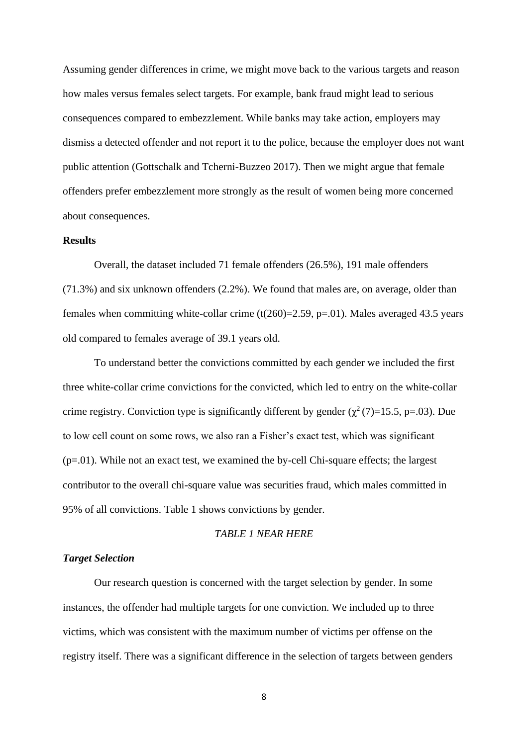Assuming gender differences in crime, we might move back to the various targets and reason how males versus females select targets. For example, bank fraud might lead to serious consequences compared to embezzlement. While banks may take action, employers may dismiss a detected offender and not report it to the police, because the employer does not want public attention (Gottschalk and Tcherni-Buzzeo 2017). Then we might argue that female offenders prefer embezzlement more strongly as the result of women being more concerned about consequences.

**Results**

Overall, the dataset included 71 female offenders (26.5%), 191 male offenders (71.3%) and six unknown offenders (2.2%). We found that males are, on average, older than females when committing white-collar crime ($t(260)=2.59$, $p=.01$). Males averaged 43.5 years old compared to females average of 39.1 years old.

To understand better the convictions committed by each gender we included the first three white-collar crime convictions for the convicted, which led to entry on the white-collar crime registry. Conviction type is significantly different by gender ($\chi^2(7)=15.5$, $p=.03$). Due to low cell count on some rows, we also ran a Fisher's exact test, which was significant ($p=.01$). While not an exact test, we examined the by-cell Chi-square effects; the largest contributor to the overall chi-square value was securities fraud, which males committed in 95% of all convictions. Table 1 shows convictions by gender.

*TABLE 1 NEAR HERE*

***Target Selection***

Our research question is concerned with the target selection by gender. In some instances, the offender had multiple targets for one conviction. We included up to three victims, which was consistent with the maximum number of victims per offense on the registry itself. There was a significant difference in the selection of targets between genders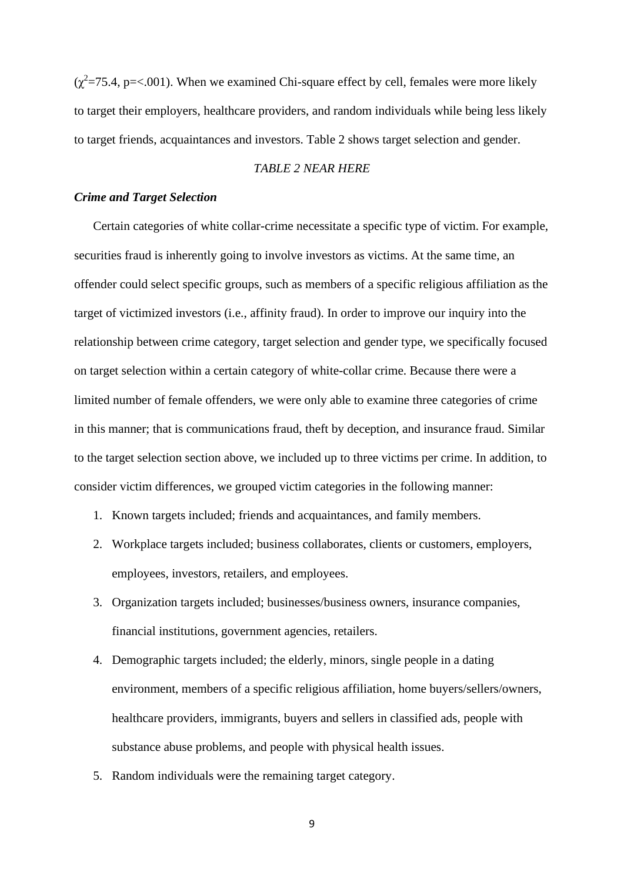($\chi^2$=75.4, p=<.001). When we examined Chi-square effect by cell, females were more likely to target their employers, healthcare providers, and random individuals while being less likely to target friends, acquaintances and investors. Table 2 shows target selection and gender.

*TABLE 2 NEAR HERE*

***Crime and Target Selection***

Certain categories of white collar-crime necessitate a specific type of victim. For example, securities fraud is inherently going to involve investors as victims. At the same time, an offender could select specific groups, such as members of a specific religious affiliation as the target of victimized investors (i.e., affinity fraud). In order to improve our inquiry into the relationship between crime category, target selection and gender type, we specifically focused on target selection within a certain category of white-collar crime. Because there were a limited number of female offenders, we were only able to examine three categories of crime in this manner; that is communications fraud, theft by deception, and insurance fraud. Similar to the target selection section above, we included up to three victims per crime. In addition, to consider victim differences, we grouped victim categories in the following manner:

1. Known targets included; friends and acquaintances, and family members.
2. Workplace targets included; business collaborates, clients or customers, employers, employees, investors, retailers, and employees.
3. Organization targets included; businesses/business owners, insurance companies, financial institutions, government agencies, retailers.
4. Demographic targets included; the elderly, minors, single people in a dating environment, members of a specific religious affiliation, home buyers/sellers/owners, healthcare providers, immigrants, buyers and sellers in classified ads, people with substance abuse problems, and people with physical health issues.
5. Random individuals were the remaining target category.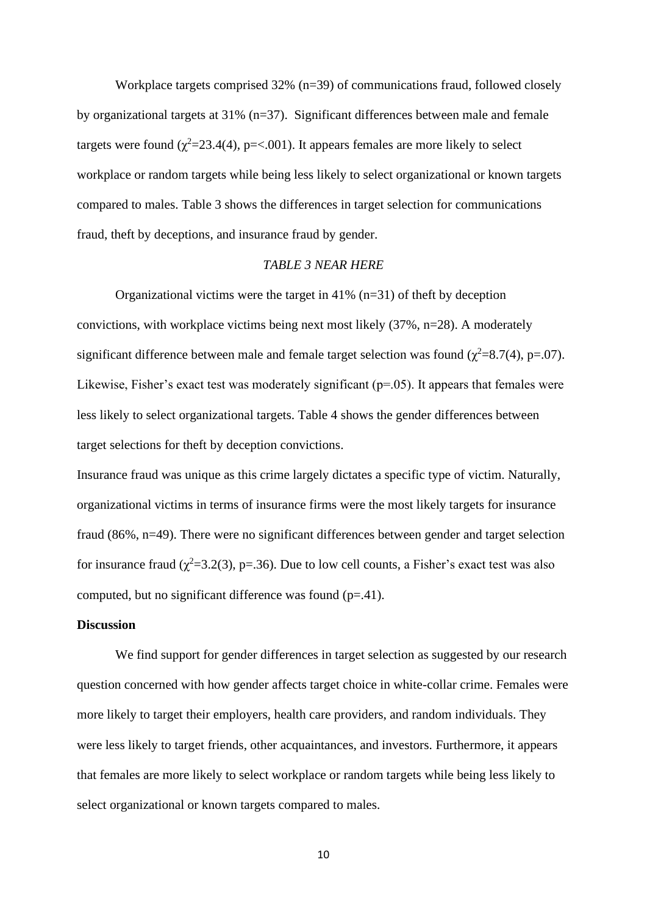Workplace targets comprised 32% (n=39) of communications fraud, followed closely by organizational targets at 31% (n=37). Significant differences between male and female targets were found ($\chi^2$=23.4(4), p=<.001). It appears females are more likely to select workplace or random targets while being less likely to select organizational or known targets compared to males. Table 3 shows the differences in target selection for communications fraud, theft by deceptions, and insurance fraud by gender.

*TABLE 3 NEAR HERE*

Organizational victims were the target in 41% (n=31) of theft by deception convictions, with workplace victims being next most likely (37%, n=28). A moderately significant difference between male and female target selection was found ($\chi^2$=8.7(4), p=.07). Likewise, Fisher's exact test was moderately significant (p=.05). It appears that females were less likely to select organizational targets. Table 4 shows the gender differences between target selections for theft by deception convictions.

Insurance fraud was unique as this crime largely dictates a specific type of victim. Naturally, organizational victims in terms of insurance firms were the most likely targets for insurance fraud (86%, n=49). There were no significant differences between gender and target selection for insurance fraud ($\chi^2$=3.2(3), p=.36). Due to low cell counts, a Fisher's exact test was also computed, but no significant difference was found (p=.41).

**Discussion**

We find support for gender differences in target selection as suggested by our research question concerned with how gender affects target choice in white-collar crime. Females were more likely to target their employers, health care providers, and random individuals. They were less likely to target friends, other acquaintances, and investors. Furthermore, it appears that females are more likely to select workplace or random targets while being less likely to select organizational or known targets compared to males.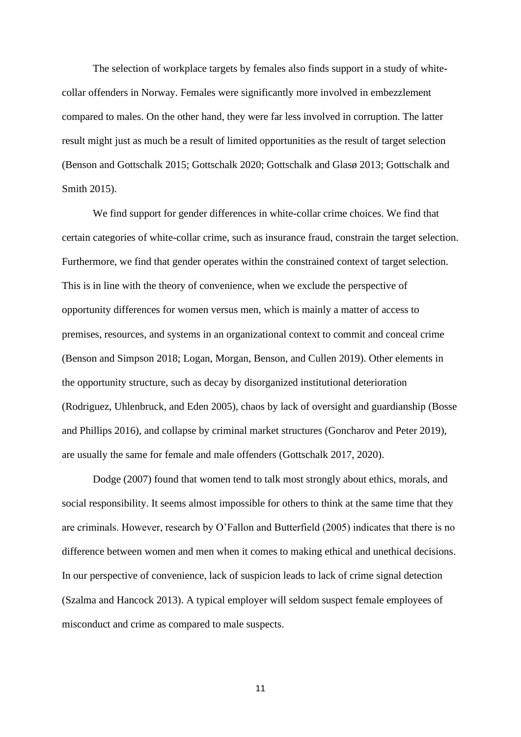The selection of workplace targets by females also finds support in a study of white-collar offenders in Norway. Females were significantly more involved in embezzlement compared to males. On the other hand, they were far less involved in corruption. The latter result might just as much be a result of limited opportunities as the result of target selection (Benson and Gottschalk 2015; Gottschalk 2020; Gottschalk and Glasø 2013; Gottschalk and Smith 2015).

We find support for gender differences in white-collar crime choices. We find that certain categories of white-collar crime, such as insurance fraud, constrain the target selection. Furthermore, we find that gender operates within the constrained context of target selection. This is in line with the theory of convenience, when we exclude the perspective of opportunity differences for women versus men, which is mainly a matter of access to premises, resources, and systems in an organizational context to commit and conceal crime (Benson and Simpson 2018; Logan, Morgan, Benson, and Cullen 2019). Other elements in the opportunity structure, such as decay by disorganized institutional deterioration (Rodriguez, Uhlenbruck, and Eden 2005), chaos by lack of oversight and guardianship (Bosse and Phillips 2016), and collapse by criminal market structures (Goncharov and Peter 2019), are usually the same for female and male offenders (Gottschalk 2017, 2020).

Dodge (2007) found that women tend to talk most strongly about ethics, morals, and social responsibility. It seems almost impossible for others to think at the same time that they are criminals. However, research by O'Fallon and Butterfield (2005) indicates that there is no difference between women and men when it comes to making ethical and unethical decisions. In our perspective of convenience, lack of suspicion leads to lack of crime signal detection (Szalma and Hancock 2013). A typical employer will seldom suspect female employees of misconduct and crime as compared to male suspects.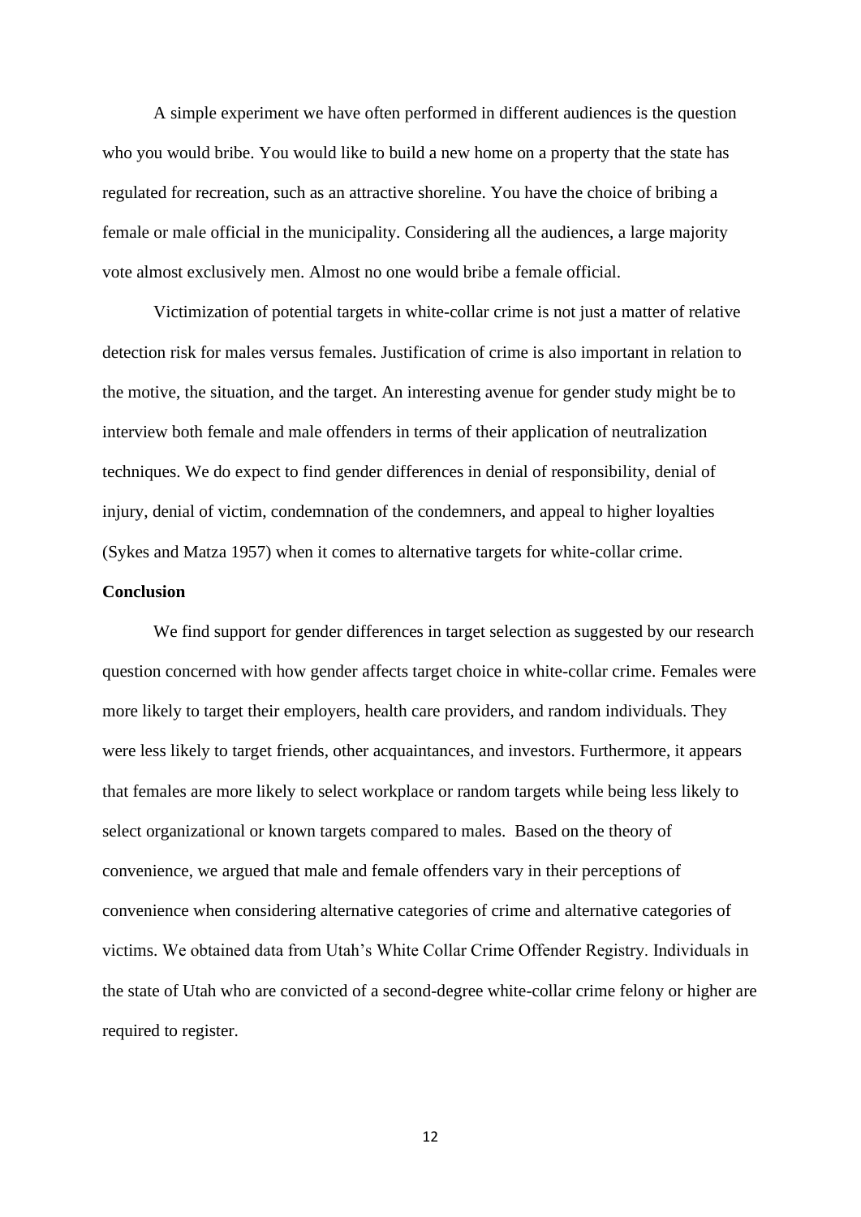A simple experiment we have often performed in different audiences is the question who you would bribe. You would like to build a new home on a property that the state has regulated for recreation, such as an attractive shoreline. You have the choice of bribing a female or male official in the municipality. Considering all the audiences, a large majority vote almost exclusively men. Almost no one would bribe a female official.

Victimization of potential targets in white-collar crime is not just a matter of relative detection risk for males versus females. Justification of crime is also important in relation to the motive, the situation, and the target. An interesting avenue for gender study might be to interview both female and male offenders in terms of their application of neutralization techniques. We do expect to find gender differences in denial of responsibility, denial of injury, denial of victim, condemnation of the condemners, and appeal to higher loyalties (Sykes and Matza 1957) when it comes to alternative targets for white-collar crime.

**Conclusion**

We find support for gender differences in target selection as suggested by our research question concerned with how gender affects target choice in white-collar crime. Females were more likely to target their employers, health care providers, and random individuals. They were less likely to target friends, other acquaintances, and investors. Furthermore, it appears that females are more likely to select workplace or random targets while being less likely to select organizational or known targets compared to males. Based on the theory of convenience, we argued that male and female offenders vary in their perceptions of convenience when considering alternative categories of crime and alternative categories of victims. We obtained data from Utah's White Collar Crime Offender Registry. Individuals in the state of Utah who are convicted of a second-degree white-collar crime felony or higher are required to register.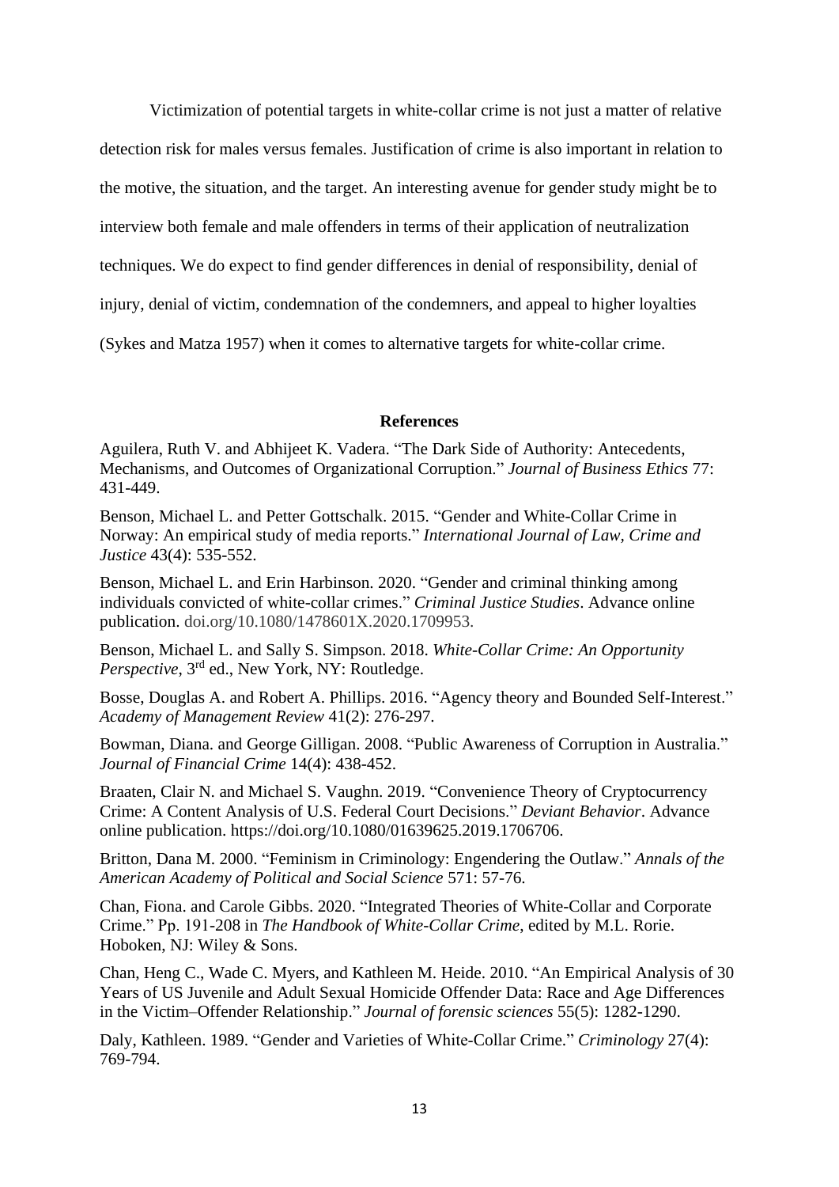Victimization of potential targets in white-collar crime is not just a matter of relative detection risk for males versus females. Justification of crime is also important in relation to the motive, the situation, and the target. An interesting avenue for gender study might be to interview both female and male offenders in terms of their application of neutralization techniques. We do expect to find gender differences in denial of responsibility, denial of injury, denial of victim, condemnation of the condemners, and appeal to higher loyalties (Sykes and Matza 1957) when it comes to alternative targets for white-collar crime.

## References

Aguilera, Ruth V. and Abhijeet K. Vadera. "The Dark Side of Authority: Antecedents, Mechanisms, and Outcomes of Organizational Corruption." *Journal of Business Ethics* 77: 431-449.

Benson, Michael L. and Petter Gottschalk. 2015. "Gender and White-Collar Crime in Norway: An empirical study of media reports." *International Journal of Law, Crime and Justice* 43(4): 535-552.

Benson, Michael L. and Erin Harbinson. 2020. "Gender and criminal thinking among individuals convicted of white-collar crimes." *Criminal Justice Studies*. Advance online publication. doi.org/10.1080/1478601X.2020.1709953.

Benson, Michael L. and Sally S. Simpson. 2018. *White-Collar Crime: An Opportunity Perspective*, 3rd ed., New York, NY: Routledge.

Bosse, Douglas A. and Robert A. Phillips. 2016. "Agency theory and Bounded Self-Interest." *Academy of Management Review* 41(2): 276-297.

Bowman, Diana. and George Gilligan. 2008. "Public Awareness of Corruption in Australia." *Journal of Financial Crime* 14(4): 438-452.

Braaten, Clair N. and Michael S. Vaughn. 2019. "Convenience Theory of Cryptocurrency Crime: A Content Analysis of U.S. Federal Court Decisions." *Deviant Behavior*. Advance online publication. https://doi.org/10.1080/01639625.2019.1706706.

Britton, Dana M. 2000. "Feminism in Criminology: Engendering the Outlaw." *Annals of the American Academy of Political and Social Science* 571: 57-76.

Chan, Fiona. and Carole Gibbs. 2020. "Integrated Theories of White-Collar and Corporate Crime." Pp. 191-208 in *The Handbook of White-Collar Crime*, edited by M.L. Rorie. Hoboken, NJ: Wiley & Sons.

Chan, Heng C., Wade C. Myers, and Kathleen M. Heide. 2010. "An Empirical Analysis of 30 Years of US Juvenile and Adult Sexual Homicide Offender Data: Race and Age Differences in the Victim–Offender Relationship." *Journal of forensic sciences* 55(5): 1282-1290.

Daly, Kathleen. 1989. "Gender and Varieties of White-Collar Crime." *Criminology* 27(4): 769-794.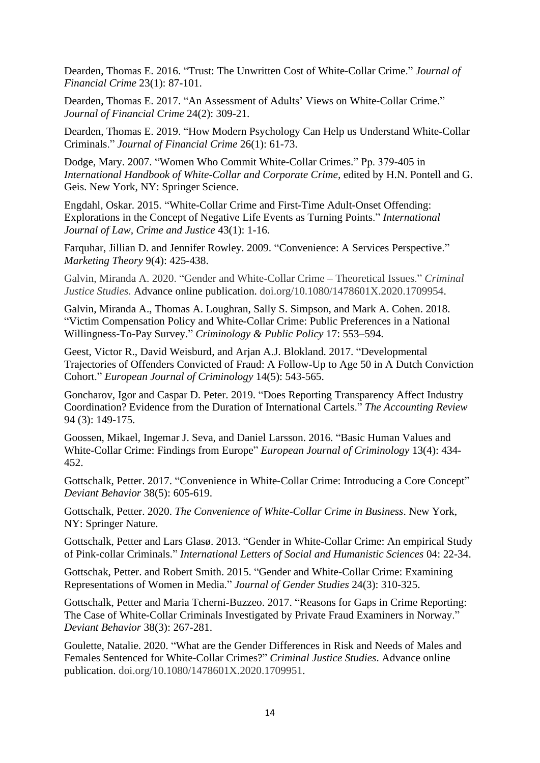Dearden, Thomas E. 2016. “Trust: The Unwritten Cost of White-Collar Crime.” *Journal of Financial Crime* 23(1): 87-101.

Dearden, Thomas E. 2017. “An Assessment of Adults’ Views on White-Collar Crime.” *Journal of Financial Crime* 24(2): 309-21.

Dearden, Thomas E. 2019. “How Modern Psychology Can Help us Understand White-Collar Criminals.” *Journal of Financial Crime* 26(1): 61-73.

Dodge, Mary. 2007. “Women Who Commit White-Collar Crimes.” Pp. 379-405 in *International Handbook of White-Collar and Corporate Crime,* edited by H.N. Pontell and G. Geis. New York, NY: Springer Science.

Engdahl, Oskar. 2015. “White-Collar Crime and First-Time Adult-Onset Offending: Explorations in the Concept of Negative Life Events as Turning Points.” *International Journal of Law, Crime and Justice* 43(1): 1-16.

Farquhar, Jillian D. and Jennifer Rowley. 2009. “Convenience: A Services Perspective.” *Marketing Theory* 9(4): 425-438.

Galvin, Miranda A. 2020. “Gender and White-Collar Crime – Theoretical Issues.” *Criminal Justice Studies*. Advance online publication. doi.org/10.1080/1478601X.2020.1709954.

Galvin, Miranda A., Thomas A. Loughran, Sally S. Simpson, and Mark A. Cohen. 2018. “Victim Compensation Policy and White-Collar Crime: Public Preferences in a National Willingness-To-Pay Survey.” *Criminology & Public Policy* 17: 553–594.

Geest, Victor R., David Weisburd, and Arjan A.J. Blokland. 2017. “Developmental Trajectories of Offenders Convicted of Fraud: A Follow-Up to Age 50 in A Dutch Conviction Cohort.” *European Journal of Criminology* 14(5): 543-565.

Goncharov, Igor and Caspar D. Peter. 2019. “Does Reporting Transparency Affect Industry Coordination? Evidence from the Duration of International Cartels.” *The Accounting Review* 94 (3): 149-175.

Goossen, Mikael, Ingemar J. Seva, and Daniel Larsson. 2016. “Basic Human Values and White-Collar Crime: Findings from Europe” *European Journal of Criminology* 13(4): 434-452.

Gottschalk, Petter. 2017. “Convenience in White-Collar Crime: Introducing a Core Concept” *Deviant Behavior* 38(5): 605-619.

Gottschalk, Petter. 2020. *The Convenience of White-Collar Crime in Business*. New York, NY: Springer Nature.

Gottschalk, Petter and Lars Glasø. 2013. “Gender in White-Collar Crime: An empirical Study of Pink-collar Criminals.” *International Letters of Social and Humanistic Sciences* 04: 22-34.

Gottschak, Petter. and Robert Smith. 2015. “Gender and White-Collar Crime: Examining Representations of Women in Media.” *Journal of Gender Studies* 24(3): 310-325.

Gottschalk, Petter and Maria Tcherni-Buzzeo. 2017. “Reasons for Gaps in Crime Reporting: The Case of White-Collar Criminals Investigated by Private Fraud Examiners in Norway.” *Deviant Behavior* 38(3): 267-281.

Goulette, Natalie. 2020. “What are the Gender Differences in Risk and Needs of Males and Females Sentenced for White-Collar Crimes?” *Criminal Justice Studies*. Advance online publication. doi.org/10.1080/1478601X.2020.1709951.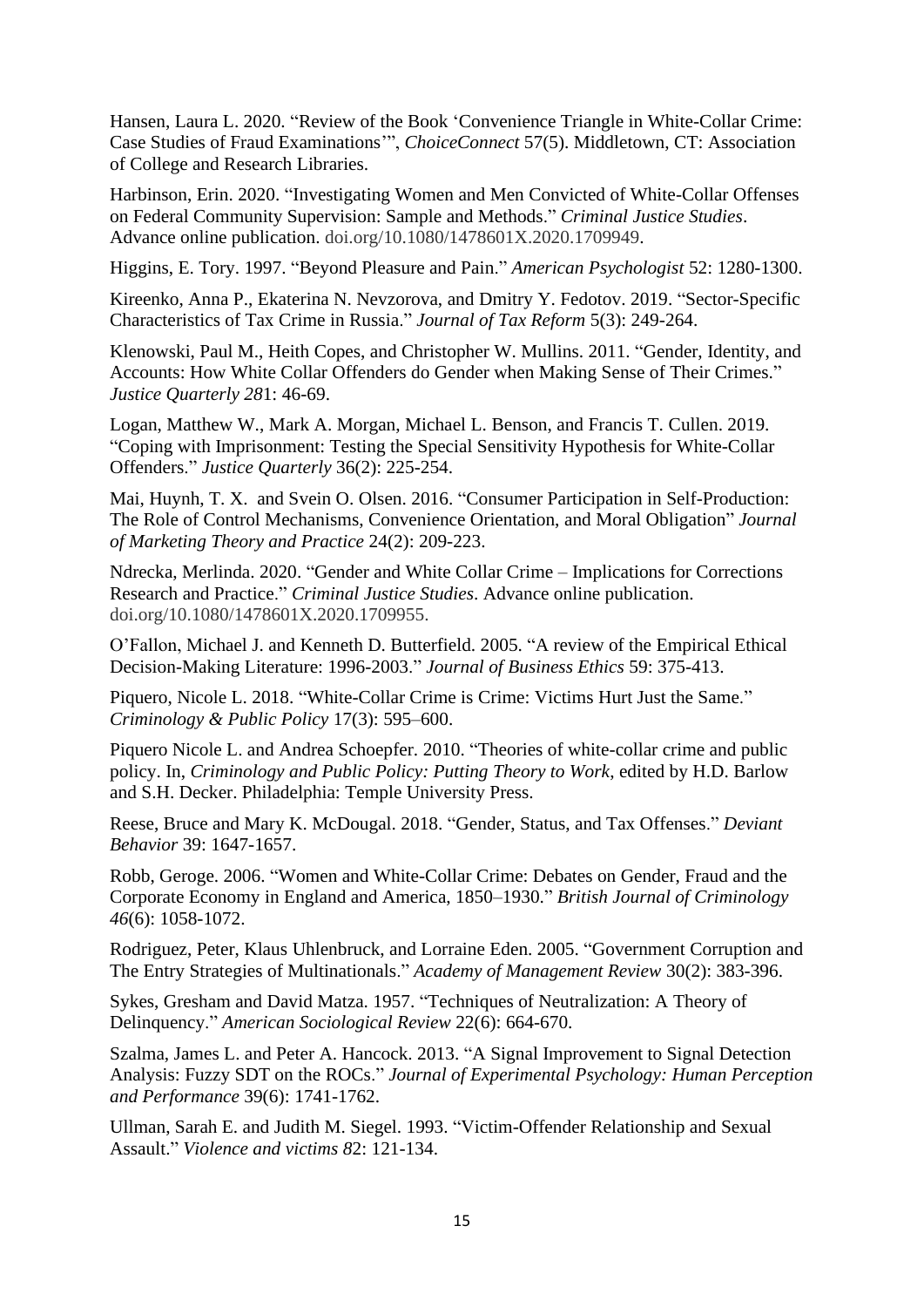Hansen, Laura L. 2020. "Review of the Book 'Convenience Triangle in White-Collar Crime: Case Studies of Fraud Examinations'", *ChoiceConnect* 57(5). Middletown, CT: Association of College and Research Libraries.

Harbinson, Erin. 2020. "Investigating Women and Men Convicted of White-Collar Offenses on Federal Community Supervision: Sample and Methods." *Criminal Justice Studies*. Advance online publication. doi.org/10.1080/1478601X.2020.1709949.

Higgins, E. Tory. 1997. "Beyond Pleasure and Pain." *American Psychologist* 52: 1280-1300.

Kireenko, Anna P., Ekaterina N. Nevzorova, and Dmitry Y. Fedotov. 2019. "Sector-Specific Characteristics of Tax Crime in Russia." *Journal of Tax Reform* 5(3): 249-264.

Klenowski, Paul M., Heith Copes, and Christopher W. Mullins. 2011. "Gender, Identity, and Accounts: How White Collar Offenders do Gender when Making Sense of Their Crimes." *Justice Quarterly 28*1: 46-69.

Logan, Matthew W., Mark A. Morgan, Michael L. Benson, and Francis T. Cullen. 2019. "Coping with Imprisonment: Testing the Special Sensitivity Hypothesis for White-Collar Offenders." *Justice Quarterly* 36(2): 225-254.

Mai, Huynh, T. X. and Svein O. Olsen. 2016. "Consumer Participation in Self-Production: The Role of Control Mechanisms, Convenience Orientation, and Moral Obligation" *Journal of Marketing Theory and Practice* 24(2): 209-223.

Ndrecka, Merlinda. 2020. "Gender and White Collar Crime – Implications for Corrections Research and Practice." *Criminal Justice Studies*. Advance online publication. doi.org/10.1080/1478601X.2020.1709955.

O'Fallon, Michael J. and Kenneth D. Butterfield. 2005. "A review of the Empirical Ethical Decision-Making Literature: 1996-2003." *Journal of Business Ethics* 59: 375-413.

Piquero, Nicole L. 2018. "White-Collar Crime is Crime: Victims Hurt Just the Same." *Criminology & Public Policy* 17(3): 595–600.

Piquero Nicole L. and Andrea Schoepfer. 2010. "Theories of white-collar crime and public policy. In, *Criminology and Public Policy: Putting Theory to Work*, edited by H.D. Barlow and S.H. Decker. Philadelphia: Temple University Press.

Reese, Bruce and Mary K. McDougal. 2018. "Gender, Status, and Tax Offenses." *Deviant Behavior* 39: 1647-1657.

Robb, Geroge. 2006. "Women and White-Collar Crime: Debates on Gender, Fraud and the Corporate Economy in England and America, 1850–1930." *British Journal of Criminology 46*(6): 1058-1072.

Rodriguez, Peter, Klaus Uhlenbruck, and Lorraine Eden. 2005. "Government Corruption and The Entry Strategies of Multinationals." *Academy of Management Review* 30(2): 383-396.

Sykes, Gresham and David Matza. 1957. "Techniques of Neutralization: A Theory of Delinquency." *American Sociological Review* 22(6): 664-670.

Szalma, James L. and Peter A. Hancock. 2013. "A Signal Improvement to Signal Detection Analysis: Fuzzy SDT on the ROCs." *Journal of Experimental Psychology: Human Perception and Performance* 39(6): 1741-1762.

Ullman, Sarah E. and Judith M. Siegel. 1993. "Victim-Offender Relationship and Sexual Assault." *Violence and victims 8*2: 121-134.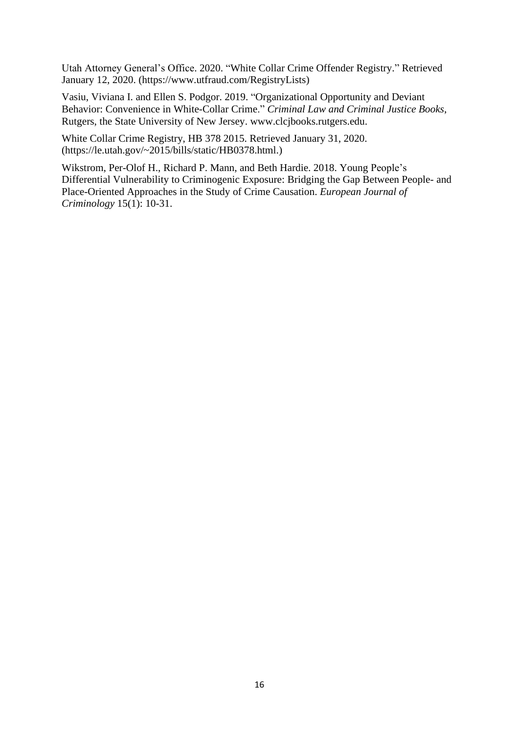Utah Attorney General's Office. 2020. "White Collar Crime Offender Registry." Retrieved January 12, 2020. (https://www.utfraud.com/RegistryLists)

Vasiu, Viviana I. and Ellen S. Podgor. 2019. "Organizational Opportunity and Deviant Behavior: Convenience in White-Collar Crime." *Criminal Law and Criminal Justice Books*, Rutgers, the State University of New Jersey. www.clcjbooks.rutgers.edu.

White Collar Crime Registry, HB 378 2015. Retrieved January 31, 2020. (https://le.utah.gov/~2015/bills/static/HB0378.html.)

Wikstrom, Per-Olof H., Richard P. Mann, and Beth Hardie. 2018. Young People's Differential Vulnerability to Criminogenic Exposure: Bridging the Gap Between People- and Place-Oriented Approaches in the Study of Crime Causation. *European Journal of Criminology* 15(1): 10-31.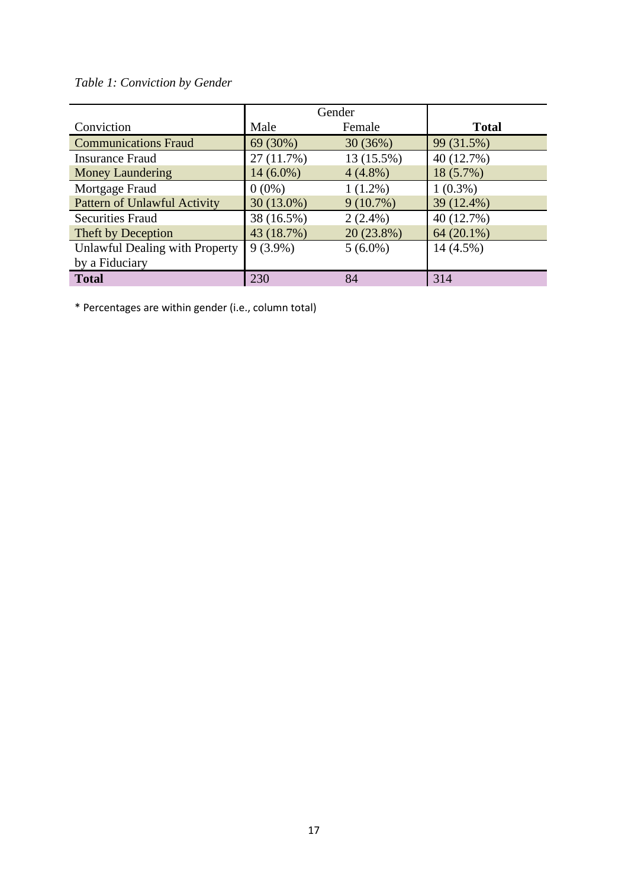*Table 1: Conviction by Gender*

| Conviction | Gender | | **Total** |
|---|---|---|---|
| | Male | Female | |
| Communications Fraud | 69 (30%) | 30 (36%) | 99 (31.5%) |
| Insurance Fraud | 27 (11.7%) | 13 (15.5%) | 40 (12.7%) |
| Money Laundering | 14 (6.0%) | 4 (4.8%) | 18 (5.7%) |
| Mortgage Fraud | 0 (0%) | 1 (1.2%) | 1 (0.3%) |
| Pattern of Unlawful Activity | 30 (13.0%) | 9 (10.7%) | 39 (12.4%) |
| Securities Fraud | 38 (16.5%) | 2 (2.4%) | 40 (12.7%) |
| Theft by Deception | 43 (18.7%) | 20 (23.8%) | 64 (20.1%) |
| Unlawful Dealing with Property by a Fiduciary | 9 (3.9%) | 5 (6.0%) | 14 (4.5%) |
| **Total** | 230 | 84 | 314 |

* Percentages are within gender (i.e., column total)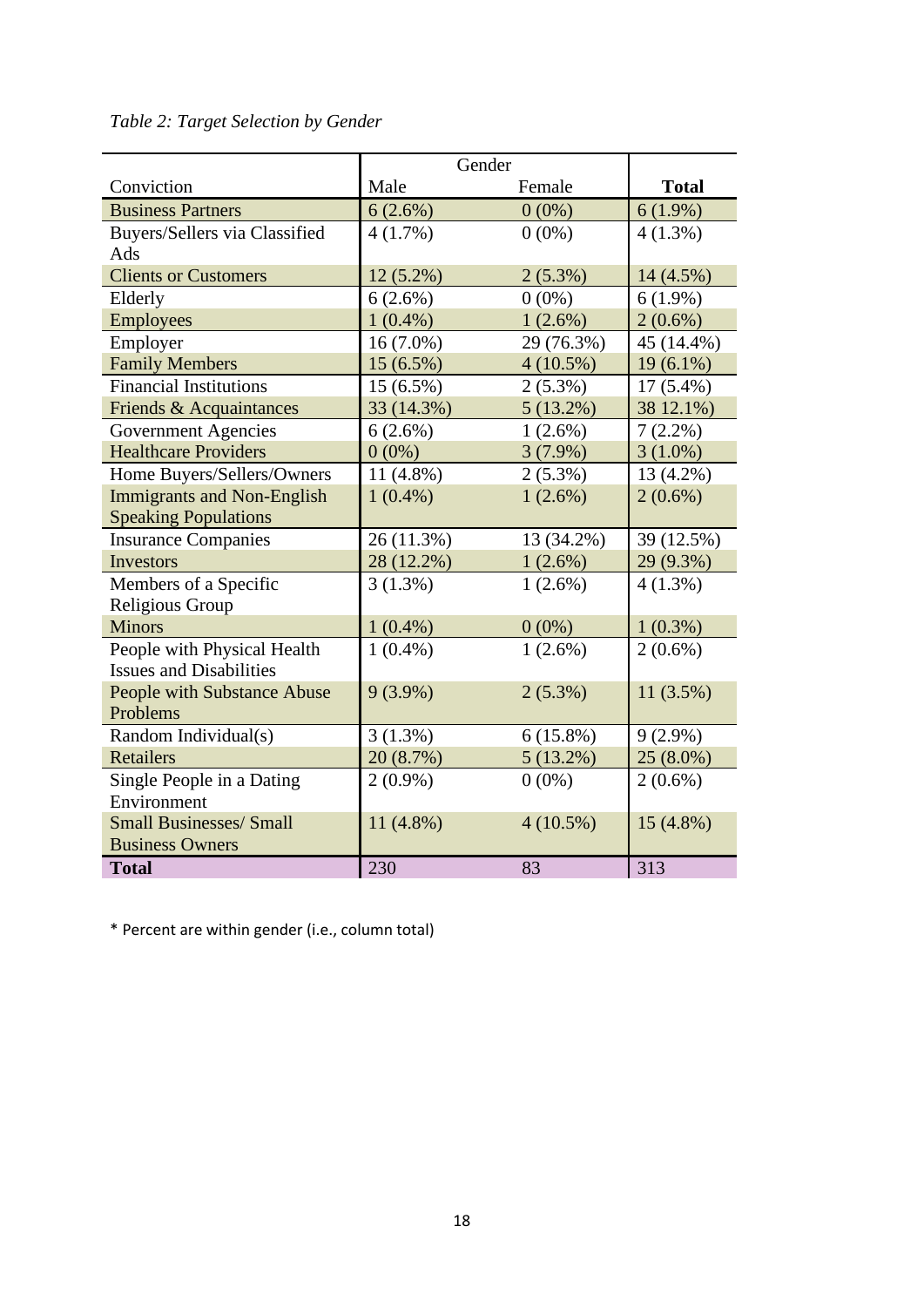*Table 2: Target Selection by Gender*

| | Gender | | |
|---|---|---|---|
| Conviction | Male | Female | **Total** |
| Business Partners | 6 (2.6%) | 0 (0%) | 6 (1.9%) |
| Buyers/Sellers via Classified Ads | 4 (1.7%) | 0 (0%) | 4 (1.3%) |
| Clients or Customers | 12 (5.2%) | 2 (5.3%) | 14 (4.5%) |
| Elderly | 6 (2.6%) | 0 (0%) | 6 (1.9%) |
| Employees | 1 (0.4%) | 1 (2.6%) | 2 (0.6%) |
| Employer | 16 (7.0%) | 29 (76.3%) | 45 (14.4%) |
| Family Members | 15 (6.5%) | 4 (10.5%) | 19 (6.1%) |
| Financial Institutions | 15 (6.5%) | 2 (5.3%) | 17 (5.4%) |
| Friends & Acquaintances | 33 (14.3%) | 5 (13.2%) | 38 12.1%) |
| Government Agencies | 6 (2.6%) | 1 (2.6%) | 7 (2.2%) |
| Healthcare Providers | 0 (0%) | 3 (7.9%) | 3 (1.0%) |
| Home Buyers/Sellers/Owners | 11 (4.8%) | 2 (5.3%) | 13 (4.2%) |
| Immigrants and Non-English Speaking Populations | 1 (0.4%) | 1 (2.6%) | 2 (0.6%) |
| Insurance Companies | 26 (11.3%) | 13 (34.2%) | 39 (12.5%) |
| Investors | 28 (12.2%) | 1 (2.6%) | 29 (9.3%) |
| Members of a Specific Religious Group | 3 (1.3%) | 1 (2.6%) | 4 (1.3%) |
| Minors | 1 (0.4%) | 0 (0%) | 1 (0.3%) |
| People with Physical Health Issues and Disabilities | 1 (0.4%) | 1 (2.6%) | 2 (0.6%) |
| People with Substance Abuse Problems | 9 (3.9%) | 2 (5.3%) | 11 (3.5%) |
| Random Individual(s) | 3 (1.3%) | 6 (15.8%) | 9 (2.9%) |
| Retailers | 20 (8.7%) | 5 (13.2%) | 25 (8.0%) |
| Single People in a Dating Environment | 2 (0.9%) | 0 (0%) | 2 (0.6%) |
| Small Businesses/ Small Business Owners | 11 (4.8%) | 4 (10.5%) | 15 (4.8%) |
| **Total** | 230 | 83 | 313 |

* Percent are within gender (i.e., column total)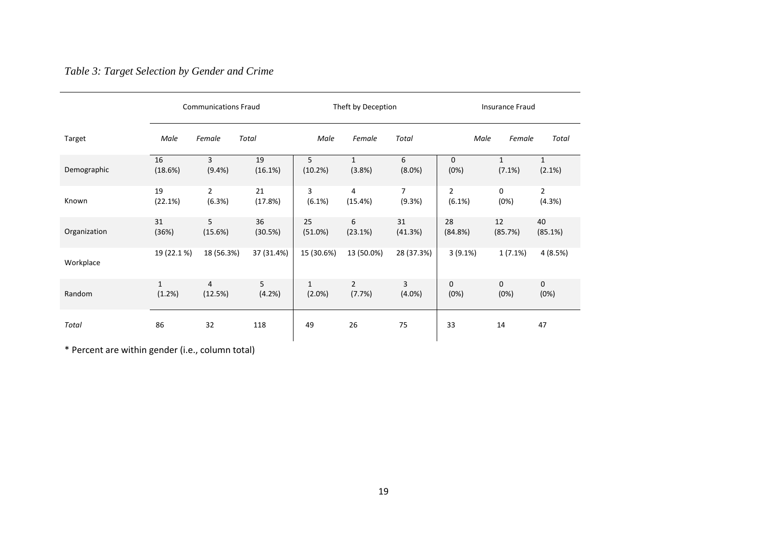*Table 3: Target Selection by Gender and Crime*

| | Communications Fraud | | | Theft by Deception | | | Insurance Fraud | | |
|---|---|---|---|---|---|---|---|---|---|
| Target | *Male* | *Female* | *Total* | *Male* | *Female* | *Total* | *Male* | *Female* | *Total* |
| Demographic | 16 (18.6%) | 3 (9.4%) | 19 (16.1%) | 5 (10.2%) | 1 (3.8%) | 6 (8.0%) | 0 (0%) | 1 (7.1%) | 1 (2.1%) |
| Known | 19 (22.1%) | 2 (6.3%) | 21 (17.8%) | 3 (6.1%) | 4 (15.4%) | 7 (9.3%) | 2 (6.1%) | 0 (0%) | 2 (4.3%) |
| Organization | 31 (36%) | 5 (15.6%) | 36 (30.5%) | 25 (51.0%) | 6 (23.1%) | 31 (41.3%) | 28 (84.8%) | 12 (85.7%) | 40 (85.1%) |
| Workplace | 19 (22.1 %) | 18 (56.3%) | 37 (31.4%) | 15 (30.6%) | 13 (50.0%) | 28 (37.3%) | 3 (9.1%) | 1 (7.1%) | 4 (8.5%) |
| Random | 1 (1.2%) | 4 (12.5%) | 5 (4.2%) | 1 (2.0%) | 2 (7.7%) | 3 (4.0%) | 0 (0%) | 0 (0%) | 0 (0%) |
| *Total* | 86 | 32 | 118 | 49 | 26 | 75 | 33 | 14 | 47 |

* Percent are within gender (i.e., column total)